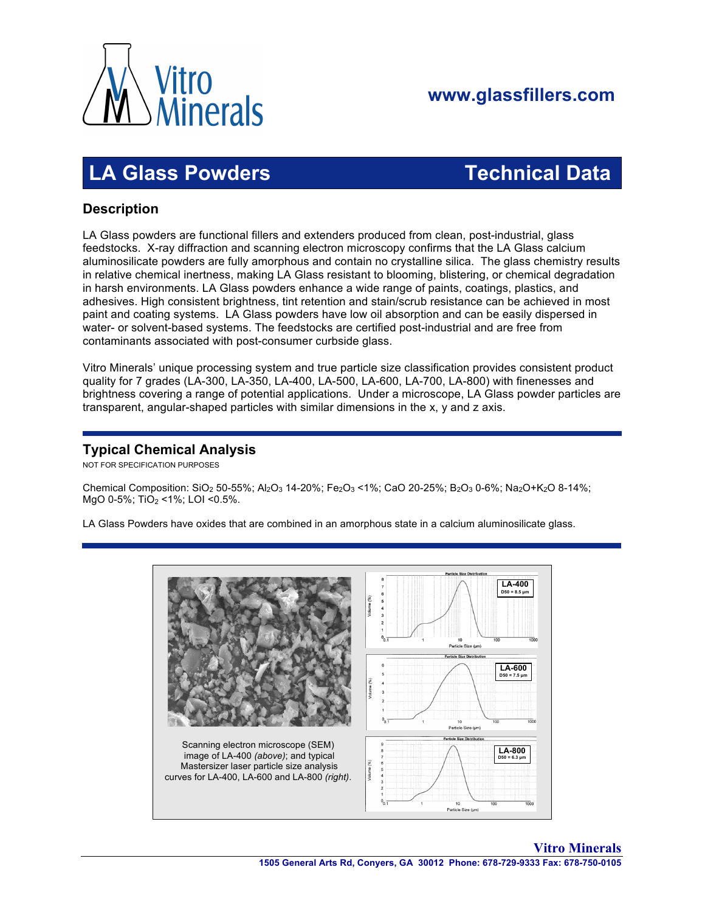Vitro Minerals

www.glassfillers.com

# LA Glass Powders — Technical Data

## Description

LA Glass powders are functional fillers and extenders produced from clean, post-industrial, glass feedstocks. X-ray diffraction and scanning electron microscopy confirms that the LA Glass calcium aluminosilicate powders are fully amorphous and contain no crystalline silica. The glass chemistry results in relative chemical inertness, making LA Glass resistant to blooming, blistering, or chemical degradation in harsh environments. LA Glass powders enhance a wide range of paints, coatings, plastics, and adhesives. High consistent brightness, tint retention and stain/scrub resistance can be achieved in most paint and coating systems. LA Glass powders have low oil absorption and can be easily dispersed in water- or solvent-based systems. The feedstocks are certified post-industrial and are free from contaminants associated with post-consumer curbside glass.

Vitro Minerals' unique processing system and true particle size classification provides consistent product quality for 7 grades (LA-300, LA-350, LA-400, LA-500, LA-600, LA-700, LA-800) with finenesses and brightness covering a range of potential applications. Under a microscope, LA Glass powder particles are transparent, angular-shaped particles with similar dimensions in the x, y and z axis.

## Typical Chemical Analysis

NOT FOR SPECIFICATION PURPOSES

Chemical Composition: $SiO_2$ 50-55%; $Al_2O_3$ 14-20%; $Fe_2O_3$ <1%; CaO 20-25%; $B_2O_3$ 0-6%; $Na_2O$+$K_2O$ 8-14%; MgO 0-5%; $TiO_2$ <1%; LOI <0.5%.

LA Glass Powders have oxides that are combined in an amorphous state in a calcium aluminosilicate glass.

Particle Size Distribution — LA-400, D50 = 8.5 µm

Particle Size Distribution — LA-600, D50 = 7.5 µm

Particle Size Distribution — LA-800, D50 = 6.3 µm

Scanning electron microscope (SEM) image of LA-400 *(above)*; and typical Mastersizer laser particle size analysis curves for LA-400, LA-600 and LA-800 *(right)*.

**Vitro Minerals**
1505 General Arts Rd, Conyers, GA 30012 Phone: 678-729-9333 Fax: 678-750-0105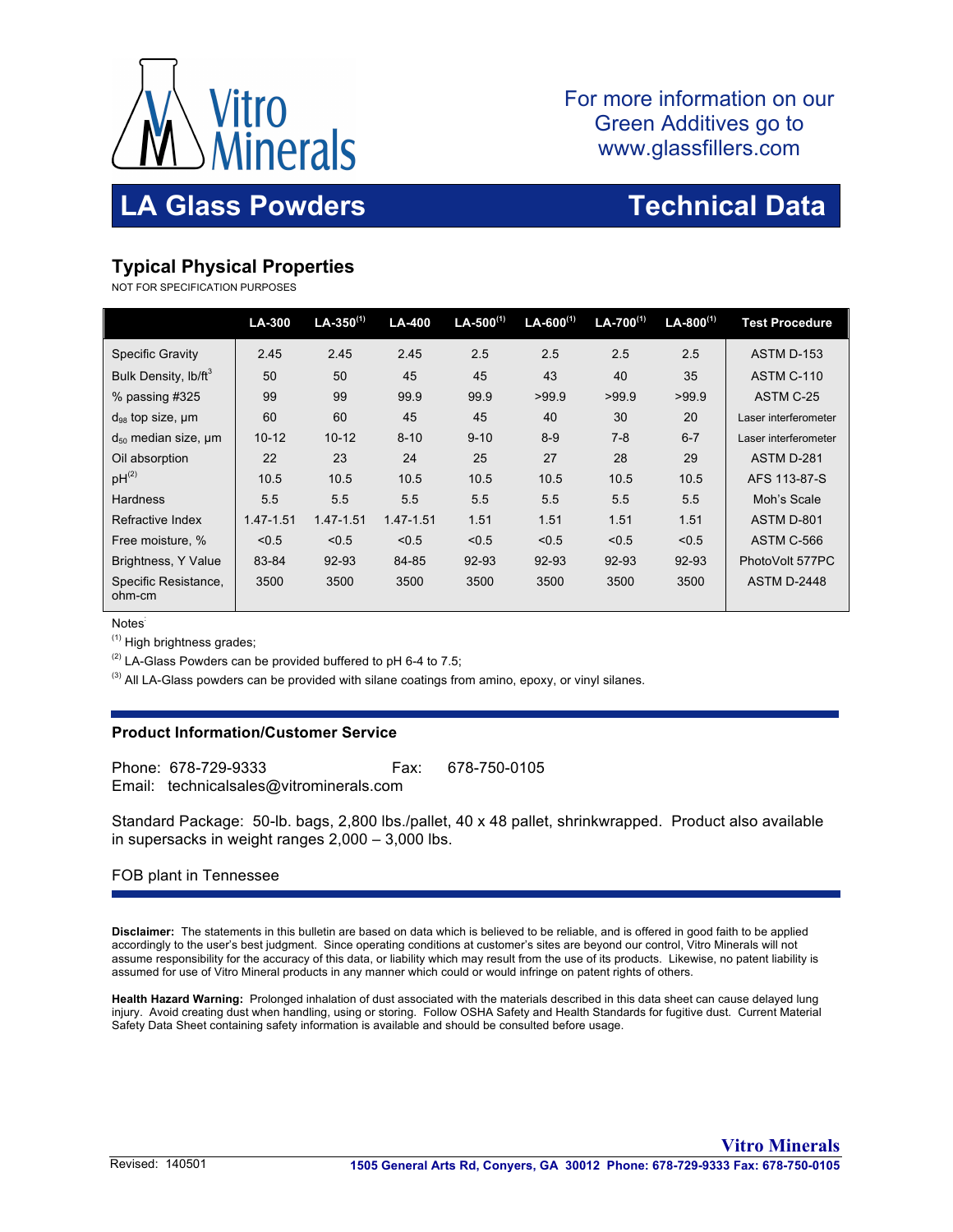Vitro Minerals

For more information on our Green Additives go to www.glassfillers.com

# LA Glass Powders — Technical Data

## Typical Physical Properties

NOT FOR SPECIFICATION PURPOSES

| | LA-300 | LA-350[1] | LA-400 | LA-500[1] | LA-600[1] | LA-700[1] | LA-800[1] | Test Procedure |
|---|---|---|---|---|---|---|---|---|
| Specific Gravity | 2.45 | 2.45 | 2.45 | 2.5 | 2.5 | 2.5 | 2.5 | ASTM D-153 |
| Bulk Density, lb/ft$^3$ | 50 | 50 | 45 | 45 | 43 | 40 | 35 | ASTM C-110 |
| % passing #325 | 99 | 99 | 99.9 | 99.9 | >99.9 | >99.9 | >99.9 | ASTM C-25 |
| $d_{98}$ top size, µm | 60 | 60 | 45 | 45 | 40 | 30 | 20 | Laser interferometer |
| $d_{50}$ median size, µm | 10-12 | 10-12 | 8-10 | 9-10 | 8-9 | 7-8 | 6-7 | Laser interferometer |
| Oil absorption | 22 | 23 | 24 | 25 | 27 | 28 | 29 | ASTM D-281 |
| pH[2] | 10.5 | 10.5 | 10.5 | 10.5 | 10.5 | 10.5 | 10.5 | AFS 113-87-S |
| Hardness | 5.5 | 5.5 | 5.5 | 5.5 | 5.5 | 5.5 | 5.5 | Moh's Scale |
| Refractive Index | 1.47-1.51 | 1.47-1.51 | 1.47-1.51 | 1.51 | 1.51 | 1.51 | 1.51 | ASTM D-801 |
| Free moisture, % | <0.5 | <0.5 | <0.5 | <0.5 | <0.5 | <0.5 | <0.5 | ASTM C-566 |
| Brightness, Y Value | 83-84 | 92-93 | 84-85 | 92-93 | 92-93 | 92-93 | 92-93 | PhotoVolt 577PC |
| Specific Resistance, ohm-cm | 3500 | 3500 | 3500 | 3500 | 3500 | 3500 | 3500 | ASTM D-2448 |

Notes:

[1] High brightness grades;

[2] LA-Glass Powders can be provided buffered to pH 6-4 to 7.5;

[3] All LA-Glass powders can be provided with silane coatings from amino, epoxy, or vinyl silanes.

### Product Information/Customer Service

Phone: 678-729-9333 Fax: 678-750-0105
Email: technicalsales@vitrominerals.com

Standard Package: 50-lb. bags, 2,800 lbs./pallet, 40 x 48 pallet, shrinkwrapped. Product also available in supersacks in weight ranges 2,000 – 3,000 lbs.

FOB plant in Tennessee

**Disclaimer:** The statements in this bulletin are based on data which is believed to be reliable, and is offered in good faith to be applied accordingly to the user's best judgment. Since operating conditions at customer's sites are beyond our control, Vitro Minerals will not assume responsibility for the accuracy of this data, or liability which may result from the use of its products. Likewise, no patent liability is assumed for use of Vitro Mineral products in any manner which could or would infringe on patent rights of others.

**Health Hazard Warning:** Prolonged inhalation of dust associated with the materials described in this data sheet can cause delayed lung injury. Avoid creating dust when handling, using or storing. Follow OSHA Safety and Health Standards for fugitive dust. Current Material Safety Data Sheet containing safety information is available and should be consulted before usage.

Revised: 140501

**Vitro Minerals**
**1505 General Arts Rd, Conyers, GA 30012 Phone: 678-729-9333 Fax: 678-750-0105**